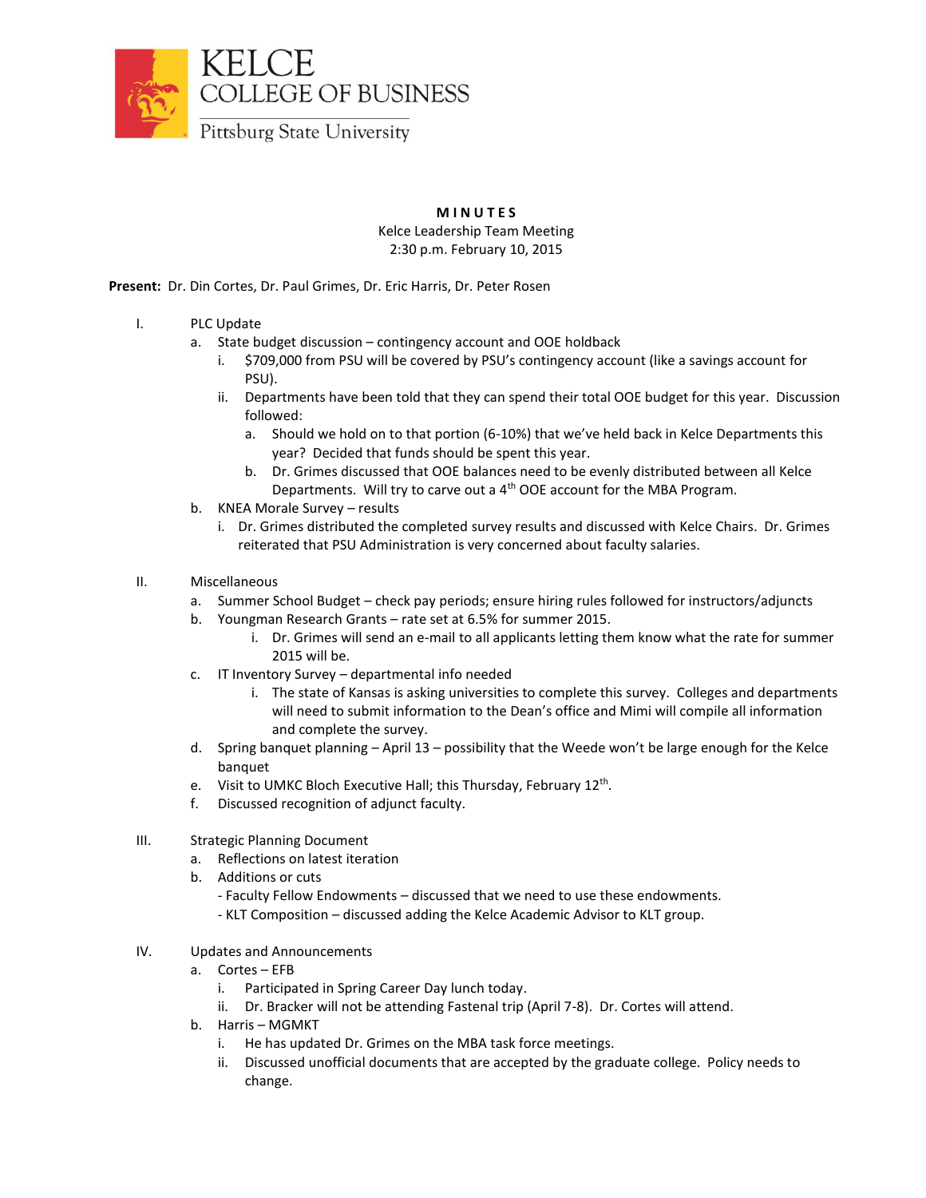KELCE
COLLEGE OF BUSINESS
Pittsburg State University

**MINUTES**

Kelce Leadership Team Meeting
2:30 p.m. February 10, 2015

**Present:** Dr. Din Cortes, Dr. Paul Grimes, Dr. Eric Harris, Dr. Peter Rosen

I. PLC Update
   a. State budget discussion – contingency account and OOE holdback
      i. $709,000 from PSU will be covered by PSU's contingency account (like a savings account for PSU).
      ii. Departments have been told that they can spend their total OOE budget for this year. Discussion followed:
         a. Should we hold on to that portion (6-10%) that we've held back in Kelce Departments this year? Decided that funds should be spent this year.
         b. Dr. Grimes discussed that OOE balances need to be evenly distributed between all Kelce Departments. Will try to carve out a 4th OOE account for the MBA Program.
   b. KNEA Morale Survey – results
      i. Dr. Grimes distributed the completed survey results and discussed with Kelce Chairs. Dr. Grimes reiterated that PSU Administration is very concerned about faculty salaries.

II. Miscellaneous
   a. Summer School Budget – check pay periods; ensure hiring rules followed for instructors/adjuncts
   b. Youngman Research Grants – rate set at 6.5% for summer 2015.
      i. Dr. Grimes will send an e-mail to all applicants letting them know what the rate for summer 2015 will be.
   c. IT Inventory Survey – departmental info needed
      i. The state of Kansas is asking universities to complete this survey. Colleges and departments will need to submit information to the Dean's office and Mimi will compile all information and complete the survey.
   d. Spring banquet planning – April 13 – possibility that the Weede won't be large enough for the Kelce banquet
   e. Visit to UMKC Bloch Executive Hall; this Thursday, February 12th.
   f. Discussed recognition of adjunct faculty.

III. Strategic Planning Document
   a. Reflections on latest iteration
   b. Additions or cuts
      - Faculty Fellow Endowments – discussed that we need to use these endowments.
      - KLT Composition – discussed adding the Kelce Academic Advisor to KLT group.

IV. Updates and Announcements
   a. Cortes – EFB
      i. Participated in Spring Career Day lunch today.
      ii. Dr. Bracker will not be attending Fastenal trip (April 7-8). Dr. Cortes will attend.
   b. Harris – MGMKT
      i. He has updated Dr. Grimes on the MBA task force meetings.
      ii. Discussed unofficial documents that are accepted by the graduate college. Policy needs to change.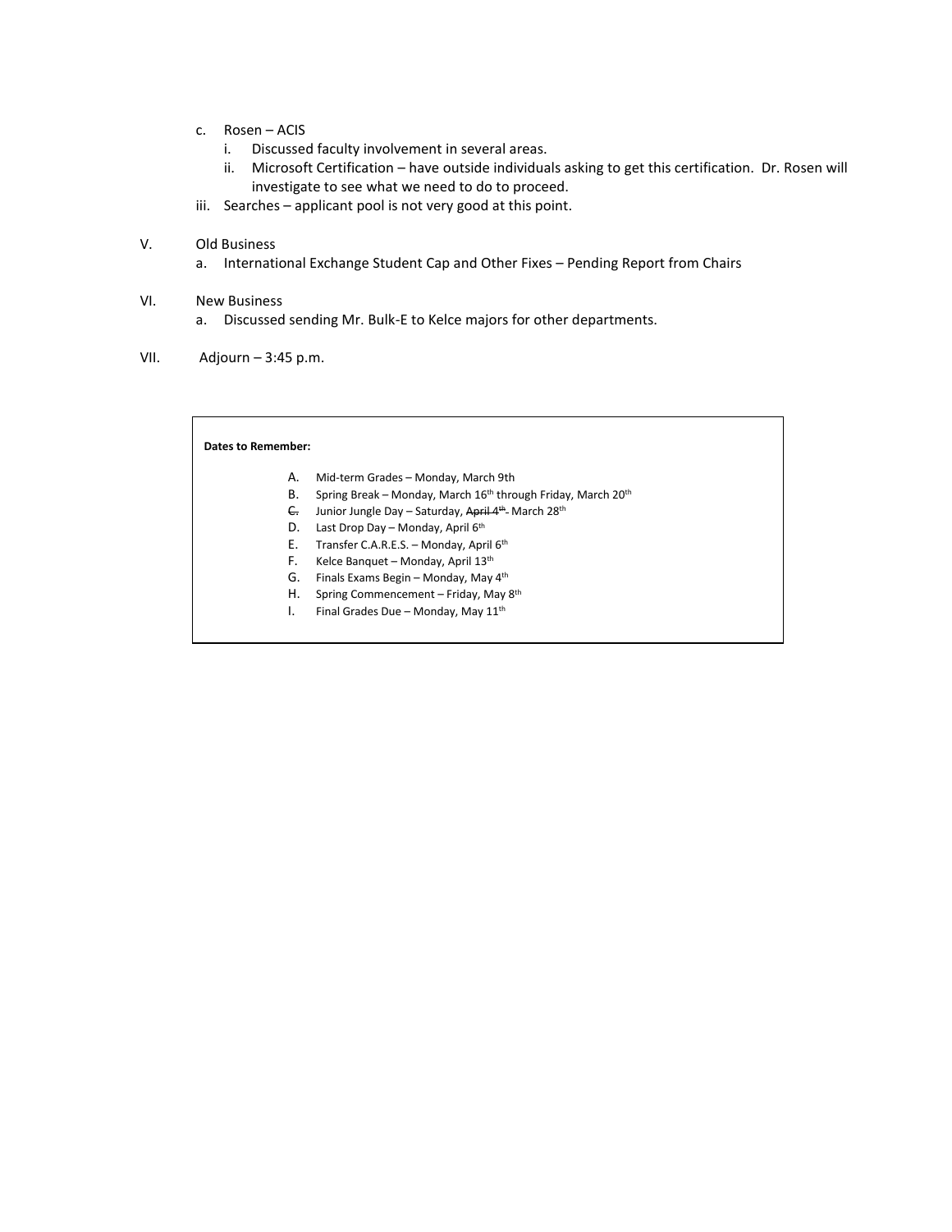c. Rosen – ACIS
   i. Discussed faculty involvement in several areas.
   ii. Microsoft Certification – have outside individuals asking to get this certification. Dr. Rosen will investigate to see what we need to do to proceed.
   iii. Searches – applicant pool is not very good at this point.

V. Old Business
   a. International Exchange Student Cap and Other Fixes – Pending Report from Chairs

VI. New Business
   a. Discussed sending Mr. Bulk-E to Kelce majors for other departments.

VII. Adjourn – 3:45 p.m.

**Dates to Remember:**

A. Mid-term Grades – Monday, March 9th
B. Spring Break – Monday, March 16th through Friday, March 20th
~~C.~~ Junior Jungle Day – Saturday, ~~April 4th~~ March 28th
D. Last Drop Day – Monday, April 6th
E. Transfer C.A.R.E.S. – Monday, April 6th
F. Kelce Banquet – Monday, April 13th
G. Finals Exams Begin – Monday, May 4th
H. Spring Commencement – Friday, May 8th
I. Final Grades Due – Monday, May 11th